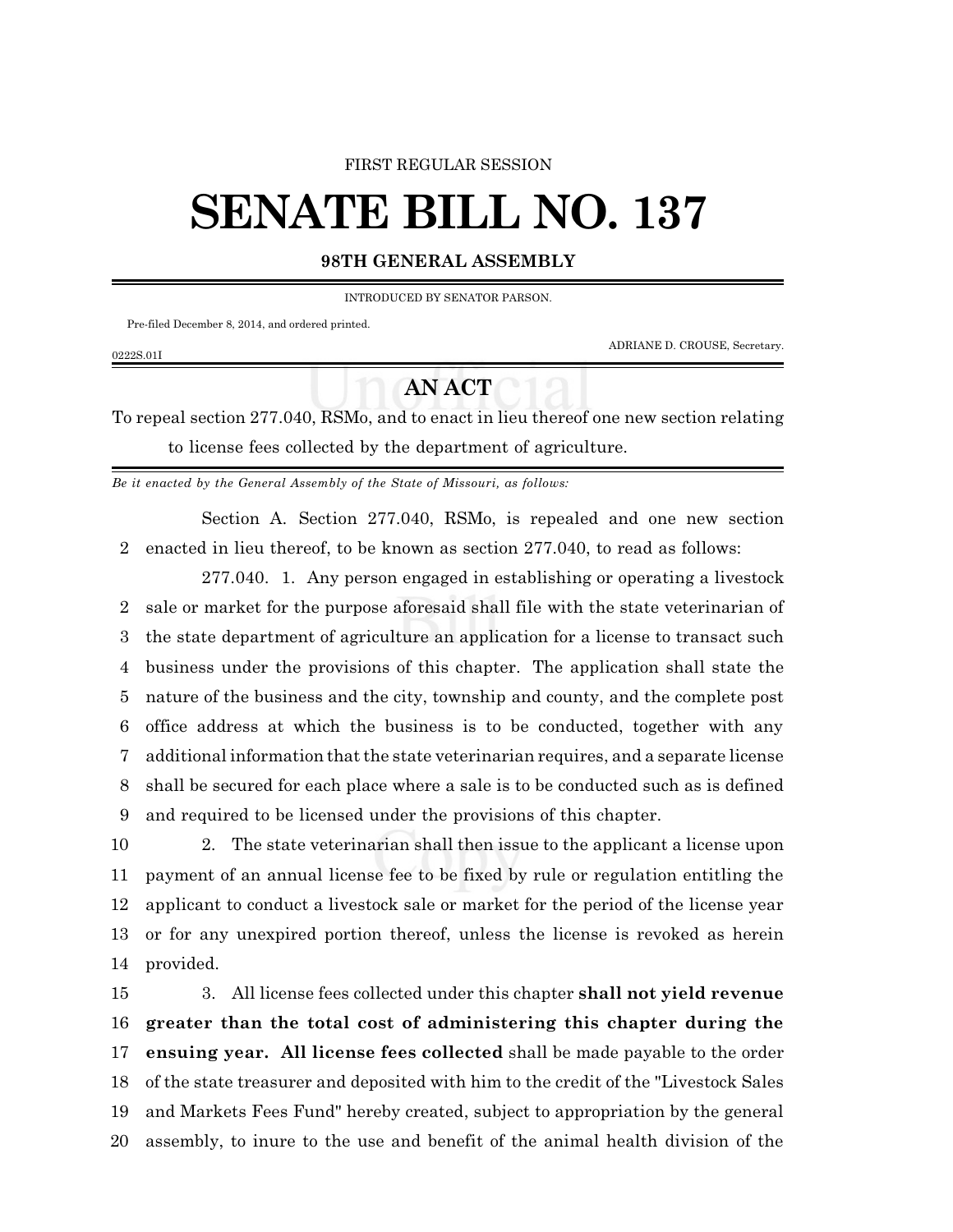FIRST REGULAR SESSION

# SENATE BILL NO. 137

## 98TH GENERAL ASSEMBLY

INTRODUCED BY SENATOR PARSON.

Pre-filed December 8, 2014, and ordered printed.

ADRIANE D. CROUSE, Secretary.

0222S.01I

## AN ACT

To repeal section 277.040, RSMo, and to enact in lieu thereof one new section relating to license fees collected by the department of agriculture.

*Be it enacted by the General Assembly of the State of Missouri, as follows:*

Section A. Section 277.040, RSMo, is repealed and one new section enacted in lieu thereof, to be known as section 277.040, to read as follows:

277.040. 1. Any person engaged in establishing or operating a livestock sale or market for the purpose aforesaid shall file with the state veterinarian of the state department of agriculture an application for a license to transact such business under the provisions of this chapter. The application shall state the nature of the business and the city, township and county, and the complete post office address at which the business is to be conducted, together with any additional information that the state veterinarian requires, and a separate license shall be secured for each place where a sale is to be conducted such as is defined and required to be licensed under the provisions of this chapter.

2. The state veterinarian shall then issue to the applicant a license upon payment of an annual license fee to be fixed by rule or regulation entitling the applicant to conduct a livestock sale or market for the period of the license year or for any unexpired portion thereof, unless the license is revoked as herein provided.

3. All license fees collected under this chapter **shall not yield revenue greater than the total cost of administering this chapter during the ensuing year. All license fees collected** shall be made payable to the order of the state treasurer and deposited with him to the credit of the "Livestock Sales and Markets Fees Fund" hereby created, subject to appropriation by the general assembly, to inure to the use and benefit of the animal health division of the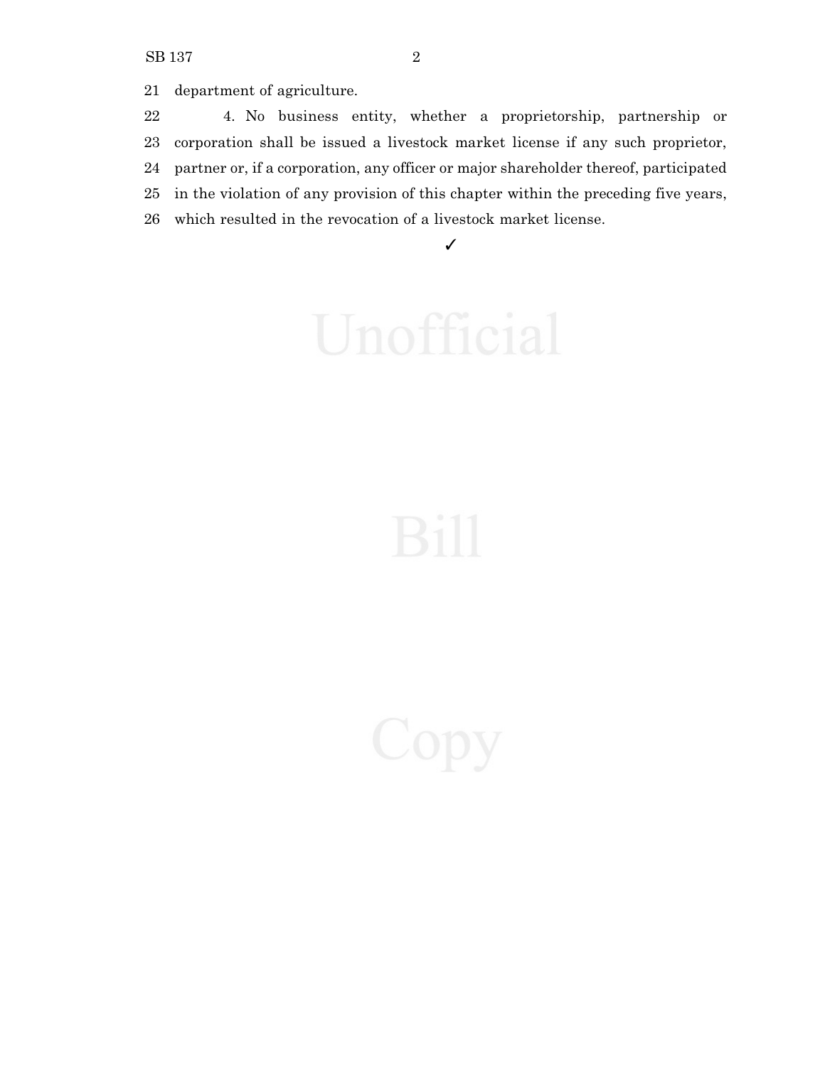department of agriculture.

4. No business entity, whether a proprietorship, partnership or corporation shall be issued a livestock market license if any such proprietor, partner or, if a corporation, any officer or major shareholder thereof, participated in the violation of any provision of this chapter within the preceding five years, which resulted in the revocation of a livestock market license.

✓